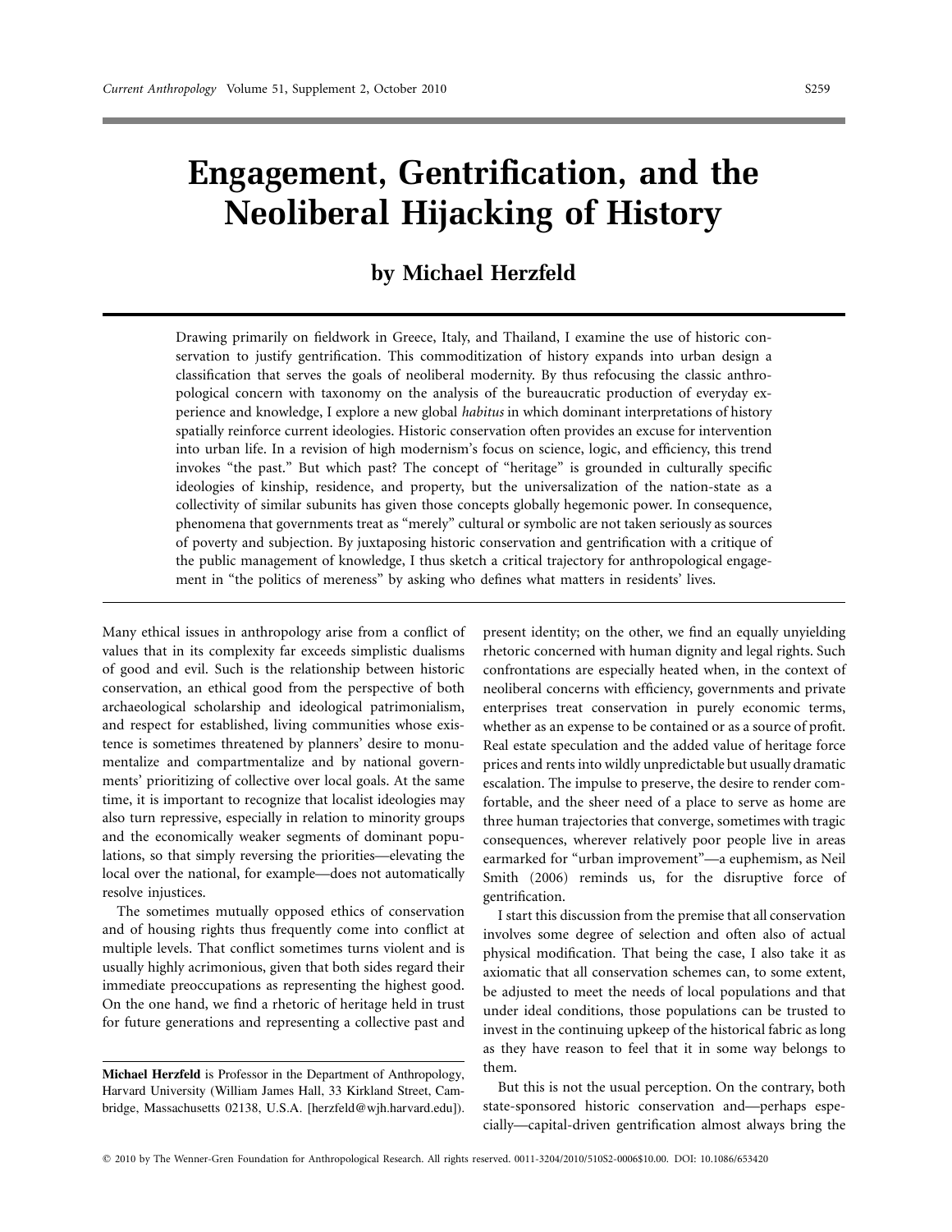# Engagement, Gentrification, and the Neoliberal Hijacking of History

## by Michael Herzfeld

Drawing primarily on fieldwork in Greece, Italy, and Thailand, I examine the use of historic conservation to justify gentrification. This commoditization of history expands into urban design a classification that serves the goals of neoliberal modernity. By thus refocusing the classic anthropological concern with taxonomy on the analysis of the bureaucratic production of everyday experience and knowledge, I explore a new global *habitus* in which dominant interpretations of history spatially reinforce current ideologies. Historic conservation often provides an excuse for intervention into urban life. In a revision of high modernism's focus on science, logic, and efficiency, this trend invokes "the past." But which past? The concept of "heritage" is grounded in culturally specific ideologies of kinship, residence, and property, but the universalization of the nation-state as a collectivity of similar subunits has given those concepts globally hegemonic power. In consequence, phenomena that governments treat as "merely" cultural or symbolic are not taken seriously as sources of poverty and subjection. By juxtaposing historic conservation and gentrification with a critique of the public management of knowledge, I thus sketch a critical trajectory for anthropological engagement in "the politics of mereness" by asking who defines what matters in residents' lives.

Many ethical issues in anthropology arise from a conflict of values that in its complexity far exceeds simplistic dualisms of good and evil. Such is the relationship between historic conservation, an ethical good from the perspective of both archaeological scholarship and ideological patrimonialism, and respect for established, living communities whose existence is sometimes threatened by planners' desire to monumentalize and compartmentalize and by national governments' prioritizing of collective over local goals. At the same time, it is important to recognize that localist ideologies may also turn repressive, especially in relation to minority groups and the economically weaker segments of dominant populations, so that simply reversing the priorities—elevating the local over the national, for example—does not automatically resolve injustices.

The sometimes mutually opposed ethics of conservation and of housing rights thus frequently come into conflict at multiple levels. That conflict sometimes turns violent and is usually highly acrimonious, given that both sides regard their immediate preoccupations as representing the highest good. On the one hand, we find a rhetoric of heritage held in trust for future generations and representing a collective past and present identity; on the other, we find an equally unyielding rhetoric concerned with human dignity and legal rights. Such confrontations are especially heated when, in the context of neoliberal concerns with efficiency, governments and private enterprises treat conservation in purely economic terms, whether as an expense to be contained or as a source of profit. Real estate speculation and the added value of heritage force prices and rents into wildly unpredictable but usually dramatic escalation. The impulse to preserve, the desire to render comfortable, and the sheer need of a place to serve as home are three human trajectories that converge, sometimes with tragic consequences, wherever relatively poor people live in areas earmarked for "urban improvement"—a euphemism, as Neil Smith (2006) reminds us, for the disruptive force of gentrification.

I start this discussion from the premise that all conservation involves some degree of selection and often also of actual physical modification. That being the case, I also take it as axiomatic that all conservation schemes can, to some extent, be adjusted to meet the needs of local populations and that under ideal conditions, those populations can be trusted to invest in the continuing upkeep of the historical fabric as long as they have reason to feel that it in some way belongs to them.

But this is not the usual perception. On the contrary, both state-sponsored historic conservation and—perhaps especially—capital-driven gentrification almost always bring the

**Michael Herzfeld** is Professor in the Department of Anthropology, Harvard University (William James Hall, 33 Kirkland Street, Cambridge, Massachusetts 02138, U.S.A. [herzfeld@wjh.harvard.edu]).

© 2010 by The Wenner-Gren Foundation for Anthropological Research. All rights reserved. 0011-3204/2010/510S2-0006$10.00. DOI: 10.1086/653420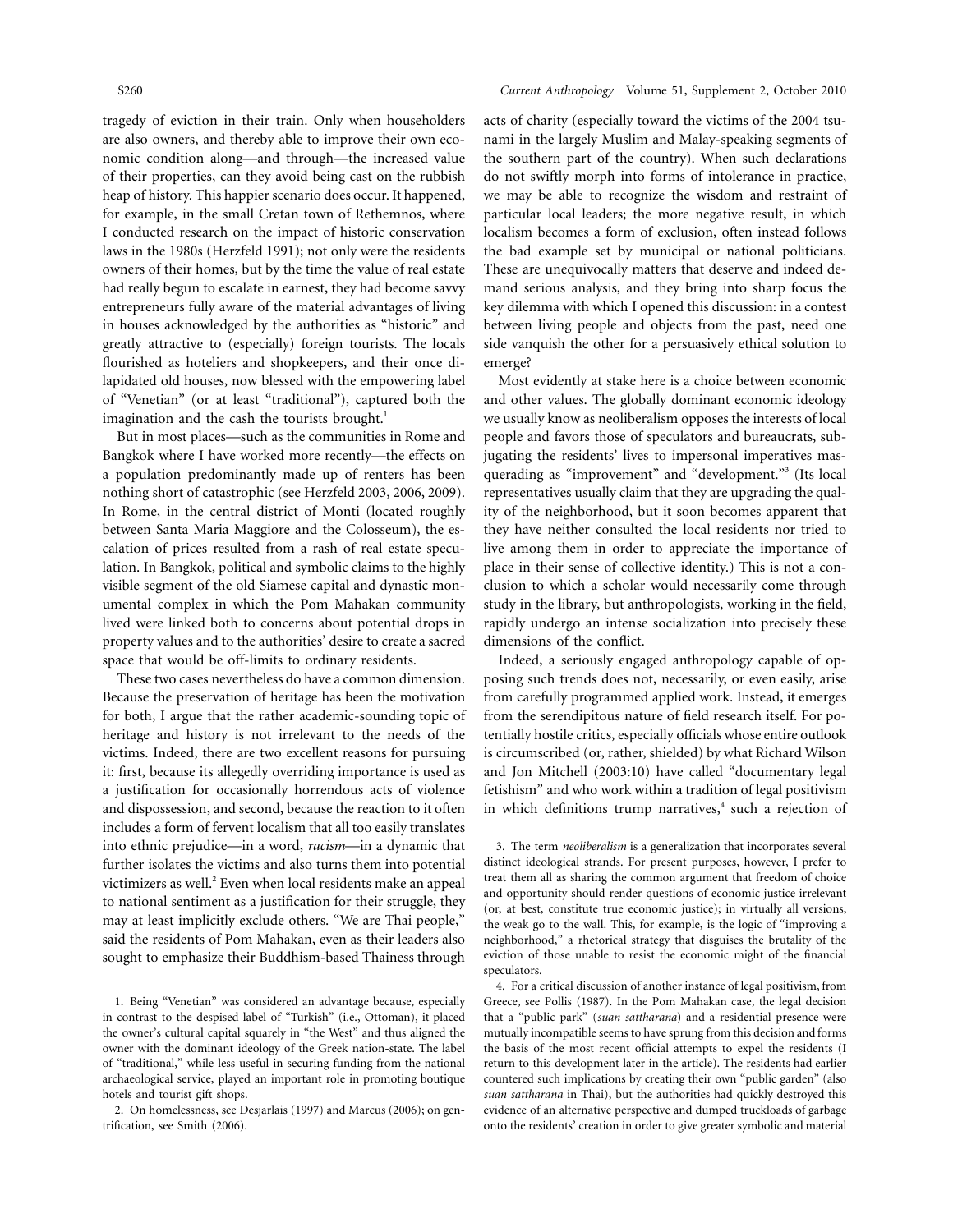tragedy of eviction in their train. Only when householders are also owners, and thereby able to improve their own economic condition along—and through—the increased value of their properties, can they avoid being cast on the rubbish heap of history. This happier scenario does occur. It happened, for example, in the small Cretan town of Rethemnos, where I conducted research on the impact of historic conservation laws in the 1980s (Herzfeld 1991); not only were the residents owners of their homes, but by the time the value of real estate had really begun to escalate in earnest, they had become savvy entrepreneurs fully aware of the material advantages of living in houses acknowledged by the authorities as "historic" and greatly attractive to (especially) foreign tourists. The locals flourished as hoteliers and shopkeepers, and their once dilapidated old houses, now blessed with the empowering label of "Venetian" (or at least "traditional"), captured both the imagination and the cash the tourists brought.[1]

But in most places—such as the communities in Rome and Bangkok where I have worked more recently—the effects on a population predominantly made up of renters has been nothing short of catastrophic (see Herzfeld 2003, 2006, 2009). In Rome, in the central district of Monti (located roughly between Santa Maria Maggiore and the Colosseum), the escalation of prices resulted from a rash of real estate speculation. In Bangkok, political and symbolic claims to the highly visible segment of the old Siamese capital and dynastic monumental complex in which the Pom Mahakan community lived were linked both to concerns about potential drops in property values and to the authorities' desire to create a sacred space that would be off-limits to ordinary residents.

These two cases nevertheless do have a common dimension. Because the preservation of heritage has been the motivation for both, I argue that the rather academic-sounding topic of heritage and history is not irrelevant to the needs of the victims. Indeed, there are two excellent reasons for pursuing it: first, because its allegedly overriding importance is used as a justification for occasionally horrendous acts of violence and dispossession, and second, because the reaction to it often includes a form of fervent localism that all too easily translates into ethnic prejudice—in a word, *racism*—in a dynamic that further isolates the victims and also turns them into potential victimizers as well.[2] Even when local residents make an appeal to national sentiment as a justification for their struggle, they may at least implicitly exclude others. "We are Thai people," said the residents of Pom Mahakan, even as their leaders also sought to emphasize their Buddhism-based Thainess through acts of charity (especially toward the victims of the 2004 tsunami in the largely Muslim and Malay-speaking segments of the southern part of the country). When such declarations do not swiftly morph into forms of intolerance in practice, we may be able to recognize the wisdom and restraint of particular local leaders; the more negative result, in which localism becomes a form of exclusion, often instead follows the bad example set by municipal or national politicians. These are unequivocally matters that deserve and indeed demand serious analysis, and they bring into sharp focus the key dilemma with which I opened this discussion: in a contest between living people and objects from the past, need one side vanquish the other for a persuasively ethical solution to emerge?

Most evidently at stake here is a choice between economic and other values. The globally dominant economic ideology we usually know as neoliberalism opposes the interests of local people and favors those of speculators and bureaucrats, subjugating the residents' lives to impersonal imperatives masquerading as "improvement" and "development."[3] (Its local representatives usually claim that they are upgrading the quality of the neighborhood, but it soon becomes apparent that they have neither consulted the local residents nor tried to live among them in order to appreciate the importance of place in their sense of collective identity.) This is not a conclusion to which a scholar would necessarily come through study in the library, but anthropologists, working in the field, rapidly undergo an intense socialization into precisely these dimensions of the conflict.

Indeed, a seriously engaged anthropology capable of opposing such trends does not, necessarily, or even easily, arise from carefully programmed applied work. Instead, it emerges from the serendipitous nature of field research itself. For potentially hostile critics, especially officials whose entire outlook is circumscribed (or, rather, shielded) by what Richard Wilson and Jon Mitchell (2003:10) have called "documentary legal fetishism" and who work within a tradition of legal positivism in which definitions trump narratives,[4] such a rejection of

1. Being "Venetian" was considered an advantage because, especially in contrast to the despised label of "Turkish" (i.e., Ottoman), it placed the owner's cultural capital squarely in "the West" and thus aligned the owner with the dominant ideology of the Greek nation-state. The label of "traditional," while less useful in securing funding from the national archaeological service, played an important role in promoting boutique hotels and tourist gift shops.

2. On homelessness, see Desjarlais (1997) and Marcus (2006); on gentrification, see Smith (2006).

3. The term *neoliberalism* is a generalization that incorporates several distinct ideological strands. For present purposes, however, I prefer to treat them all as sharing the common argument that freedom of choice and opportunity should render questions of economic justice irrelevant (or, at best, constitute true economic justice); in virtually all versions, the weak go to the wall. This, for example, is the logic of "improving a neighborhood," a rhetorical strategy that disguises the brutality of the eviction of those unable to resist the economic might of the financial speculators.

4. For a critical discussion of another instance of legal positivism, from Greece, see Pollis (1987). In the Pom Mahakan case, the legal decision that a "public park" (*suan sattharana*) and a residential presence were mutually incompatible seems to have sprung from this decision and forms the basis of the most recent official attempts to expel the residents (I return to this development later in the article). The residents had earlier countered such implications by creating their own "public garden" (also *suan sattharana* in Thai), but the authorities had quickly destroyed this evidence of an alternative perspective and dumped truckloads of garbage onto the residents' creation in order to give greater symbolic and material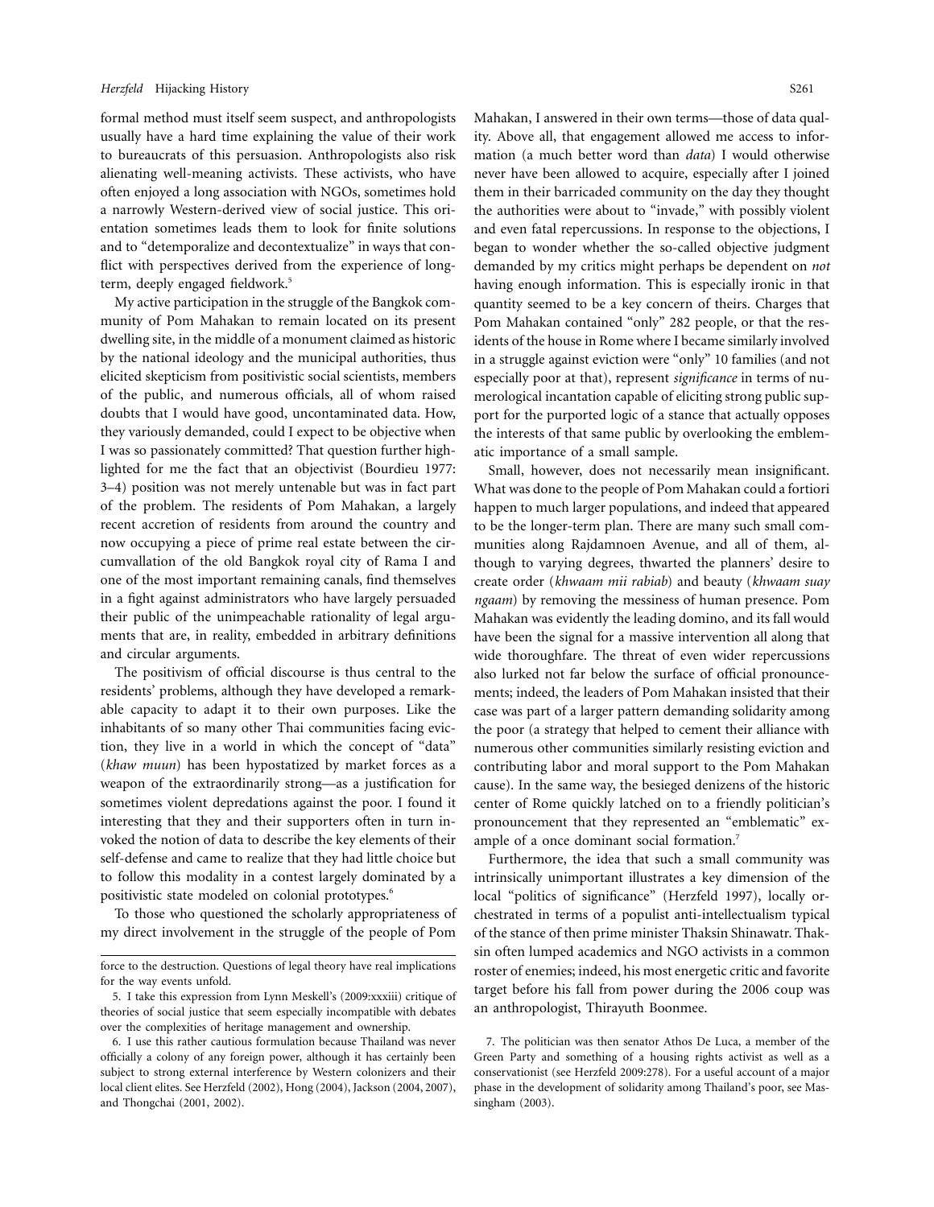formal method must itself seem suspect, and anthropologists usually have a hard time explaining the value of their work to bureaucrats of this persuasion. Anthropologists also risk alienating well-meaning activists. These activists, who have often enjoyed a long association with NGOs, sometimes hold a narrowly Western-derived view of social justice. This orientation sometimes leads them to look for finite solutions and to "detemporalize and decontextualize" in ways that conflict with perspectives derived from the experience of long-term, deeply engaged fieldwork.[5]

My active participation in the struggle of the Bangkok community of Pom Mahakan to remain located on its present dwelling site, in the middle of a monument claimed as historic by the national ideology and the municipal authorities, thus elicited skepticism from positivistic social scientists, members of the public, and numerous officials, all of whom raised doubts that I would have good, uncontaminated data. How, they variously demanded, could I expect to be objective when I was so passionately committed? That question further highlighted for me the fact that an objectivist (Bourdieu 1977: 3–4) position was not merely untenable but was in fact part of the problem. The residents of Pom Mahakan, a largely recent accretion of residents from around the country and now occupying a piece of prime real estate between the circumvallation of the old Bangkok royal city of Rama I and one of the most important remaining canals, find themselves in a fight against administrators who have largely persuaded their public of the unimpeachable rationality of legal arguments that are, in reality, embedded in arbitrary definitions and circular arguments.

The positivism of official discourse is thus central to the residents' problems, although they have developed a remarkable capacity to adapt it to their own purposes. Like the inhabitants of so many other Thai communities facing eviction, they live in a world in which the concept of "data" (*khaw muun*) has been hypostatized by market forces as a weapon of the extraordinarily strong—as a justification for sometimes violent depredations against the poor. I found it interesting that they and their supporters often in turn invoked the notion of data to describe the key elements of their self-defense and came to realize that they had little choice but to follow this modality in a contest largely dominated by a positivistic state modeled on colonial prototypes.[6]

To those who questioned the scholarly appropriateness of my direct involvement in the struggle of the people of Pom Mahakan, I answered in their own terms—those of data quality. Above all, that engagement allowed me access to information (a much better word than *data*) I would otherwise never have been allowed to acquire, especially after I joined them in their barricaded community on the day they thought the authorities were about to "invade," with possibly violent and even fatal repercussions. In response to the objections, I began to wonder whether the so-called objective judgment demanded by my critics might perhaps be dependent on *not* having enough information. This is especially ironic in that quantity seemed to be a key concern of theirs. Charges that Pom Mahakan contained "only" 282 people, or that the residents of the house in Rome where I became similarly involved in a struggle against eviction were "only" 10 families (and not especially poor at that), represent *significance* in terms of numerological incantation capable of eliciting strong public support for the purported logic of a stance that actually opposes the interests of that same public by overlooking the emblematic importance of a small sample.

Small, however, does not necessarily mean insignificant. What was done to the people of Pom Mahakan could a fortiori happen to much larger populations, and indeed that appeared to be the longer-term plan. There are many such small communities along Rajdamnoen Avenue, and all of them, although to varying degrees, thwarted the planners' desire to create order (*khwaam mii rabiab*) and beauty (*khwaam suay ngaam*) by removing the messiness of human presence. Pom Mahakan was evidently the leading domino, and its fall would have been the signal for a massive intervention all along that wide thoroughfare. The threat of even wider repercussions also lurked not far below the surface of official pronouncements; indeed, the leaders of Pom Mahakan insisted that their case was part of a larger pattern demanding solidarity among the poor (a strategy that helped to cement their alliance with numerous other communities similarly resisting eviction and contributing labor and moral support to the Pom Mahakan cause). In the same way, the besieged denizens of the historic center of Rome quickly latched on to a friendly politician's pronouncement that they represented an "emblematic" example of a once dominant social formation.[7]

Furthermore, the idea that such a small community was intrinsically unimportant illustrates a key dimension of the local "politics of significance" (Herzfeld 1997), locally orchestrated in terms of a populist anti-intellectualism typical of the stance of then prime minister Thaksin Shinawatr. Thaksin often lumped academics and NGO activists in a common roster of enemies; indeed, his most energetic critic and favorite target before his fall from power during the 2006 coup was an anthropologist, Thirayuth Boonmee.

---

force to the destruction. Questions of legal theory have real implications for the way events unfold.

5. I take this expression from Lynn Meskell's (2009:xxxiii) critique of theories of social justice that seem especially incompatible with debates over the complexities of heritage management and ownership.

6. I use this rather cautious formulation because Thailand was never officially a colony of any foreign power, although it has certainly been subject to strong external interference by Western colonizers and their local client elites. See Herzfeld (2002), Hong (2004), Jackson (2004, 2007), and Thongchai (2001, 2002).

7. The politician was then senator Athos De Luca, a member of the Green Party and something of a housing rights activist as well as a conservationist (see Herzfeld 2009:278). For a useful account of a major phase in the development of solidarity among Thailand's poor, see Massingham (2003).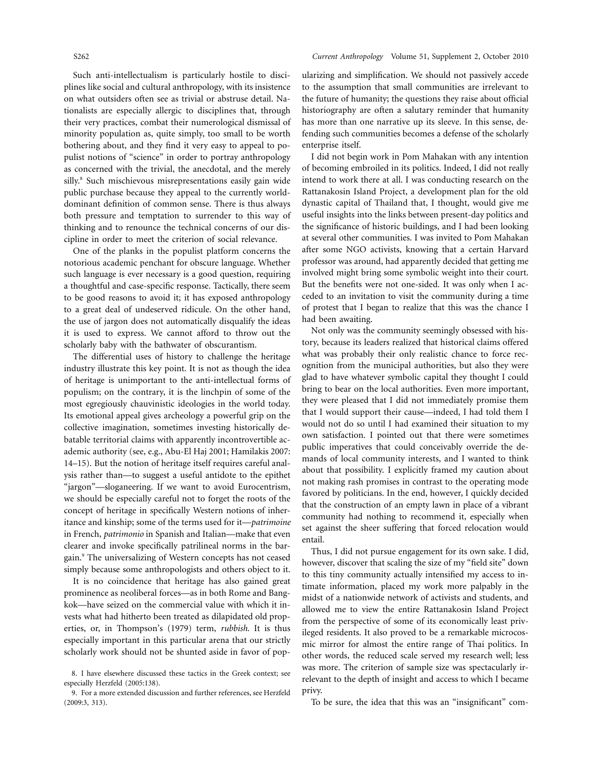Such anti-intellectualism is particularly hostile to disciplines like social and cultural anthropology, with its insistence on what outsiders often see as trivial or abstruse detail. Nationalists are especially allergic to disciplines that, through their very practices, combat their numerological dismissal of minority population as, quite simply, too small to be worth bothering about, and they find it very easy to appeal to populist notions of "science" in order to portray anthropology as concerned with the trivial, the anecdotal, and the merely silly.[8] Such mischievous misrepresentations easily gain wide public purchase because they appeal to the currently world-dominant definition of common sense. There is thus always both pressure and temptation to surrender to this way of thinking and to renounce the technical concerns of our discipline in order to meet the criterion of social relevance.

One of the planks in the populist platform concerns the notorious academic penchant for obscure language. Whether such language is ever necessary is a good question, requiring a thoughtful and case-specific response. Tactically, there seem to be good reasons to avoid it; it has exposed anthropology to a great deal of undeserved ridicule. On the other hand, the use of jargon does not automatically disqualify the ideas it is used to express. We cannot afford to throw out the scholarly baby with the bathwater of obscurantism.

The differential uses of history to challenge the heritage industry illustrate this key point. It is not as though the idea of heritage is unimportant to the anti-intellectual forms of populism; on the contrary, it is the linchpin of some of the most egregiously chauvinistic ideologies in the world today. Its emotional appeal gives archeology a powerful grip on the collective imagination, sometimes investing historically debatable territorial claims with apparently incontrovertible academic authority (see, e.g., Abu-El Haj 2001; Hamilakis 2007: 14–15). But the notion of heritage itself requires careful analysis rather than—to suggest a useful antidote to the epithet "jargon"—sloganeering. If we want to avoid Eurocentrism, we should be especially careful not to forget the roots of the concept of heritage in specifically Western notions of inheritance and kinship; some of the terms used for it—*patrimoine* in French, *patrimonio* in Spanish and Italian—make that even clearer and invoke specifically patrilineal norms in the bargain.[9] The universalizing of Western concepts has not ceased simply because some anthropologists and others object to it.

It is no coincidence that heritage has also gained great prominence as neoliberal forces—as in both Rome and Bangkok—have seized on the commercial value with which it invests what had hitherto been treated as dilapidated old properties, or, in Thompson's (1979) term, *rubbish.* It is thus especially important in this particular arena that our strictly scholarly work should not be shunted aside in favor of popularizing and simplification. We should not passively accede to the assumption that small communities are irrelevant to the future of humanity; the questions they raise about official historiography are often a salutary reminder that humanity has more than one narrative up its sleeve. In this sense, defending such communities becomes a defense of the scholarly enterprise itself.

I did not begin work in Pom Mahakan with any intention of becoming embroiled in its politics. Indeed, I did not really intend to work there at all. I was conducting research on the Rattanakosin Island Project, a development plan for the old dynastic capital of Thailand that, I thought, would give me useful insights into the links between present-day politics and the significance of historic buildings, and I had been looking at several other communities. I was invited to Pom Mahakan after some NGO activists, knowing that a certain Harvard professor was around, had apparently decided that getting me involved might bring some symbolic weight into their court. But the benefits were not one-sided. It was only when I acceded to an invitation to visit the community during a time of protest that I began to realize that this was the chance I had been awaiting.

Not only was the community seemingly obsessed with history, because its leaders realized that historical claims offered what was probably their only realistic chance to force recognition from the municipal authorities, but also they were glad to have whatever symbolic capital they thought I could bring to bear on the local authorities. Even more important, they were pleased that I did not immediately promise them that I would support their cause—indeed, I had told them I would not do so until I had examined their situation to my own satisfaction. I pointed out that there were sometimes public imperatives that could conceivably override the demands of local community interests, and I wanted to think about that possibility. I explicitly framed my caution about not making rash promises in contrast to the operating mode favored by politicians. In the end, however, I quickly decided that the construction of an empty lawn in place of a vibrant community had nothing to recommend it, especially when set against the sheer suffering that forced relocation would entail.

Thus, I did not pursue engagement for its own sake. I did, however, discover that scaling the size of my "field site" down to this tiny community actually intensified my access to intimate information, placed my work more palpably in the midst of a nationwide network of activists and students, and allowed me to view the entire Rattanakosin Island Project from the perspective of some of its economically least privileged residents. It also proved to be a remarkable microcosmic mirror for almost the entire range of Thai politics. In other words, the reduced scale served my research well; less was more. The criterion of sample size was spectacularly irrelevant to the depth of insight and access to which I became privy.

To be sure, the idea that this was an "insignificant" com-

8. I have elsewhere discussed these tactics in the Greek context; see especially Herzfeld (2005:138).

9. For a more extended discussion and further references, see Herzfeld (2009:3, 313).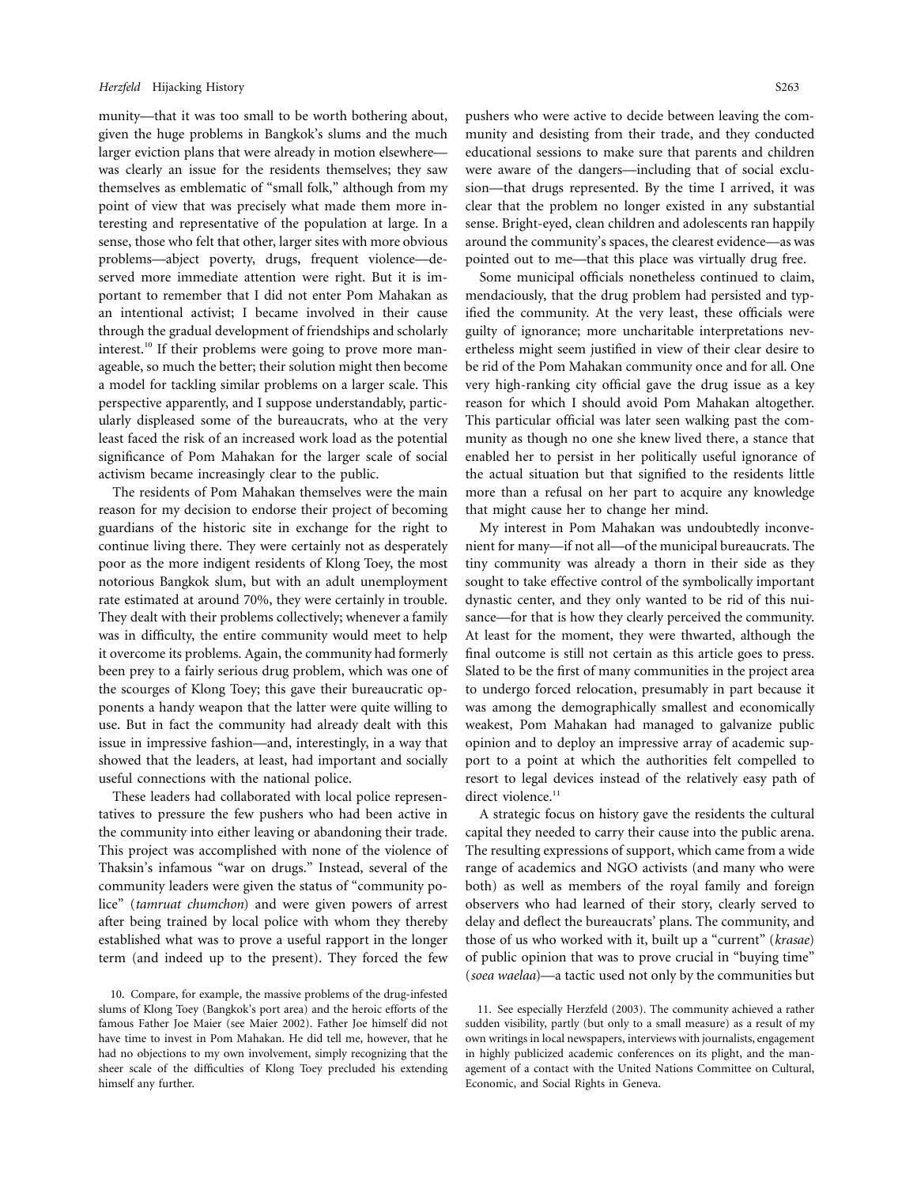munity—that it was too small to be worth bothering about, given the huge problems in Bangkok's slums and the much larger eviction plans that were already in motion elsewhere—was clearly an issue for the residents themselves; they saw themselves as emblematic of "small folk," although from my point of view that was precisely what made them more interesting and representative of the population at large. In a sense, those who felt that other, larger sites with more obvious problems—abject poverty, drugs, frequent violence—deserved more immediate attention were right. But it is important to remember that I did not enter Pom Mahakan as an intentional activist; I became involved in their cause through the gradual development of friendships and scholarly interest.[10] If their problems were going to prove more manageable, so much the better; their solution might then become a model for tackling similar problems on a larger scale. This perspective apparently, and I suppose understandably, particularly displeased some of the bureaucrats, who at the very least faced the risk of an increased work load as the potential significance of Pom Mahakan for the larger scale of social activism became increasingly clear to the public.

The residents of Pom Mahakan themselves were the main reason for my decision to endorse their project of becoming guardians of the historic site in exchange for the right to continue living there. They were certainly not as desperately poor as the more indigent residents of Klong Toey, the most notorious Bangkok slum, but with an adult unemployment rate estimated at around 70%, they were certainly in trouble. They dealt with their problems collectively; whenever a family was in difficulty, the entire community would meet to help it overcome its problems. Again, the community had formerly been prey to a fairly serious drug problem, which was one of the scourges of Klong Toey; this gave their bureaucratic opponents a handy weapon that the latter were quite willing to use. But in fact the community had already dealt with this issue in impressive fashion—and, interestingly, in a way that showed that the leaders, at least, had important and socially useful connections with the national police.

These leaders had collaborated with local police representatives to pressure the few pushers who had been active in the community into either leaving or abandoning their trade. This project was accomplished with none of the violence of Thaksin's infamous "war on drugs." Instead, several of the community leaders were given the status of "community police" (*tamruat chumchon*) and were given powers of arrest after being trained by local police with whom they thereby established what was to prove a useful rapport in the longer term (and indeed up to the present). They forced the few pushers who were active to decide between leaving the community and desisting from their trade, and they conducted educational sessions to make sure that parents and children were aware of the dangers—including that of social exclusion—that drugs represented. By the time I arrived, it was clear that the problem no longer existed in any substantial sense. Bright-eyed, clean children and adolescents ran happily around the community's spaces, the clearest evidence—as was pointed out to me—that this place was virtually drug free.

Some municipal officials nonetheless continued to claim, mendaciously, that the drug problem had persisted and typified the community. At the very least, these officials were guilty of ignorance; more uncharitable interpretations nevertheless might seem justified in view of their clear desire to be rid of the Pom Mahakan community once and for all. One very high-ranking city official gave the drug issue as a key reason for which I should avoid Pom Mahakan altogether. This particular official was later seen walking past the community as though no one she knew lived there, a stance that enabled her to persist in her politically useful ignorance of the actual situation but that signified to the residents little more than a refusal on her part to acquire any knowledge that might cause her to change her mind.

My interest in Pom Mahakan was undoubtedly inconvenient for many—if not all—of the municipal bureaucrats. The tiny community was already a thorn in their side as they sought to take effective control of the symbolically important dynastic center, and they only wanted to be rid of this nuisance—for that is how they clearly perceived the community. At least for the moment, they were thwarted, although the final outcome is still not certain as this article goes to press. Slated to be the first of many communities in the project area to undergo forced relocation, presumably in part because it was among the demographically smallest and economically weakest, Pom Mahakan had managed to galvanize public opinion and to deploy an impressive array of academic support to a point at which the authorities felt compelled to resort to legal devices instead of the relatively easy path of direct violence.[11]

A strategic focus on history gave the residents the cultural capital they needed to carry their cause into the public arena. The resulting expressions of support, which came from a wide range of academics and NGO activists (and many who were both) as well as members of the royal family and foreign observers who had learned of their story, clearly served to delay and deflect the bureaucrats' plans. The community, and those of us who worked with it, built up a "current" (*krasae*) of public opinion that was to prove crucial in "buying time" (*soea waelaa*)—a tactic used not only by the communities but

10. Compare, for example, the massive problems of the drug-infested slums of Klong Toey (Bangkok's port area) and the heroic efforts of the famous Father Joe Maier (see Maier 2002). Father Joe himself did not have time to invest in Pom Mahakan. He did tell me, however, that he had no objections to my own involvement, simply recognizing that the sheer scale of the difficulties of Klong Toey precluded his extending himself any further.

11. See especially Herzfeld (2003). The community achieved a rather sudden visibility, partly (but only to a small measure) as a result of my own writings in local newspapers, interviews with journalists, engagement in highly publicized academic conferences on its plight, and the management of a contact with the United Nations Committee on Cultural, Economic, and Social Rights in Geneva.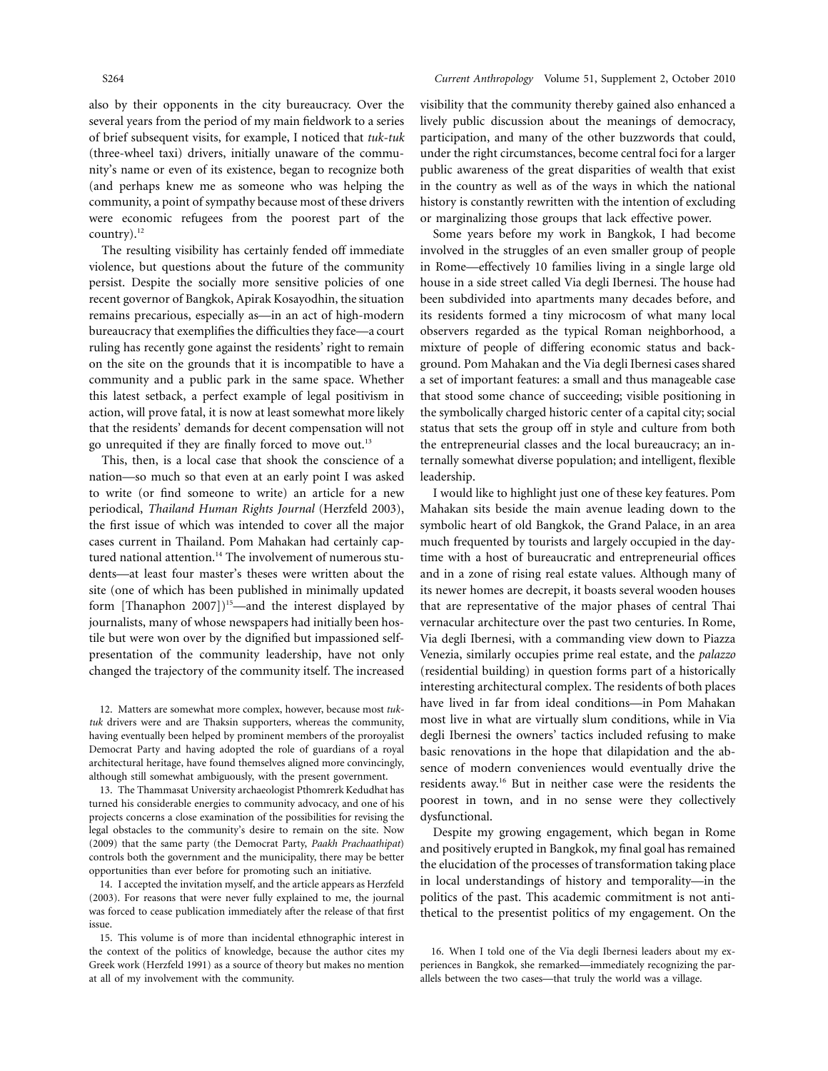also by their opponents in the city bureaucracy. Over the several years from the period of my main fieldwork to a series of brief subsequent visits, for example, I noticed that *tuk-tuk* (three-wheel taxi) drivers, initially unaware of the community's name or even of its existence, began to recognize both (and perhaps knew me as someone who was helping the community, a point of sympathy because most of these drivers were economic refugees from the poorest part of the country).[12]

The resulting visibility has certainly fended off immediate violence, but questions about the future of the community persist. Despite the socially more sensitive policies of one recent governor of Bangkok, Apirak Kosayodhin, the situation remains precarious, especially as—in an act of high-modern bureaucracy that exemplifies the difficulties they face—a court ruling has recently gone against the residents' right to remain on the site on the grounds that it is incompatible to have a community and a public park in the same space. Whether this latest setback, a perfect example of legal positivism in action, will prove fatal, it is now at least somewhat more likely that the residents' demands for decent compensation will not go unrequited if they are finally forced to move out.[13]

This, then, is a local case that shook the conscience of a nation—so much so that even at an early point I was asked to write (or find someone to write) an article for a new periodical, *Thailand Human Rights Journal* (Herzfeld 2003), the first issue of which was intended to cover all the major cases current in Thailand. Pom Mahakan had certainly captured national attention.[14] The involvement of numerous students—at least four master's theses were written about the site (one of which has been published in minimally updated form [Thanaphon 2007])[15]—and the interest displayed by journalists, many of whose newspapers had initially been hostile but were won over by the dignified but impassioned self-presentation of the community leadership, have not only changed the trajectory of the community itself. The increased visibility that the community thereby gained also enhanced a lively public discussion about the meanings of democracy, participation, and many of the other buzzwords that could, under the right circumstances, become central foci for a larger public awareness of the great disparities of wealth that exist in the country as well as of the ways in which the national history is constantly rewritten with the intention of excluding or marginalizing those groups that lack effective power.

Some years before my work in Bangkok, I had become involved in the struggles of an even smaller group of people in Rome—effectively 10 families living in a single large old house in a side street called Via degli Ibernesi. The house had been subdivided into apartments many decades before, and its residents formed a tiny microcosm of what many local observers regarded as the typical Roman neighborhood, a mixture of people of differing economic status and background. Pom Mahakan and the Via degli Ibernesi cases shared a set of important features: a small and thus manageable case that stood some chance of succeeding; visible positioning in the symbolically charged historic center of a capital city; social status that sets the group off in style and culture from both the entrepreneurial classes and the local bureaucracy; an internally somewhat diverse population; and intelligent, flexible leadership.

I would like to highlight just one of these key features. Pom Mahakan sits beside the main avenue leading down to the symbolic heart of old Bangkok, the Grand Palace, in an area much frequented by tourists and largely occupied in the daytime with a host of bureaucratic and entrepreneurial offices and in a zone of rising real estate values. Although many of its newer homes are decrepit, it boasts several wooden houses that are representative of the major phases of central Thai vernacular architecture over the past two centuries. In Rome, Via degli Ibernesi, with a commanding view down to Piazza Venezia, similarly occupies prime real estate, and the *palazzo* (residential building) in question forms part of a historically interesting architectural complex. The residents of both places have lived in far from ideal conditions—in Pom Mahakan most live in what are virtually slum conditions, while in Via degli Ibernesi the owners' tactics included refusing to make basic renovations in the hope that dilapidation and the absence of modern conveniences would eventually drive the residents away.[16] But in neither case were the residents the poorest in town, and in no sense were they collectively dysfunctional.

Despite my growing engagement, which began in Rome and positively erupted in Bangkok, my final goal has remained the elucidation of the processes of transformation taking place in local understandings of history and temporality—in the politics of the past. This academic commitment is not antithetical to the presentist politics of my engagement. On the

12. Matters are somewhat more complex, however, because most *tuk-tuk* drivers were and are Thaksin supporters, whereas the community, having eventually been helped by prominent members of the proroyalist Democrat Party and having adopted the role of guardians of a royal architectural heritage, have found themselves aligned more convincingly, although still somewhat ambiguously, with the present government.

13. The Thammasat University archaeologist Pthomrerk Kedudhat has turned his considerable energies to community advocacy, and one of his projects concerns a close examination of the possibilities for revising the legal obstacles to the community's desire to remain on the site. Now (2009) that the same party (the Democrat Party, *Paakh Prachaathipat*) controls both the government and the municipality, there may be better opportunities than ever before for promoting such an initiative.

14. I accepted the invitation myself, and the article appears as Herzfeld (2003). For reasons that were never fully explained to me, the journal was forced to cease publication immediately after the release of that first issue.

15. This volume is of more than incidental ethnographic interest in the context of the politics of knowledge, because the author cites my Greek work (Herzfeld 1991) as a source of theory but makes no mention at all of my involvement with the community.

16. When I told one of the Via degli Ibernesi leaders about my experiences in Bangkok, she remarked—immediately recognizing the parallels between the two cases—that truly the world was a village.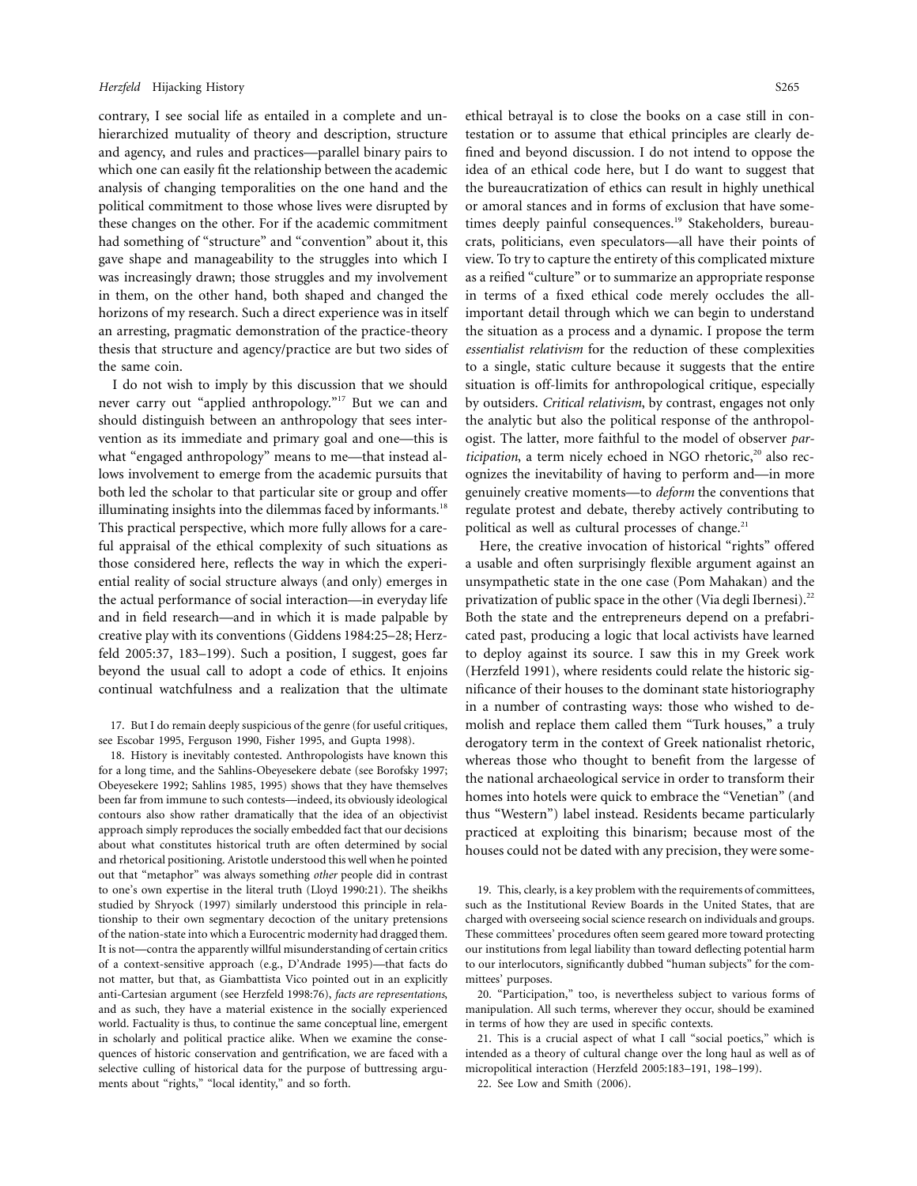contrary, I see social life as entailed in a complete and unhierarchized mutuality of theory and description, structure and agency, and rules and practices—parallel binary pairs to which one can easily fit the relationship between the academic analysis of changing temporalities on the one hand and the political commitment to those whose lives were disrupted by these changes on the other. For if the academic commitment had something of "structure" and "convention" about it, this gave shape and manageability to the struggles into which I was increasingly drawn; those struggles and my involvement in them, on the other hand, both shaped and changed the horizons of my research. Such a direct experience was in itself an arresting, pragmatic demonstration of the practice-theory thesis that structure and agency/practice are but two sides of the same coin.

I do not wish to imply by this discussion that we should never carry out "applied anthropology."[17] But we can and should distinguish between an anthropology that sees intervention as its immediate and primary goal and one—this is what "engaged anthropology" means to me—that instead allows involvement to emerge from the academic pursuits that both led the scholar to that particular site or group and offer illuminating insights into the dilemmas faced by informants.[18] This practical perspective, which more fully allows for a careful appraisal of the ethical complexity of such situations as those considered here, reflects the way in which the experiential reality of social structure always (and only) emerges in the actual performance of social interaction—in everyday life and in field research—and in which it is made palpable by creative play with its conventions (Giddens 1984:25–28; Herzfeld 2005:37, 183–199). Such a position, I suggest, goes far beyond the usual call to adopt a code of ethics. It enjoins continual watchfulness and a realization that the ultimate ethical betrayal is to close the books on a case still in contestation or to assume that ethical principles are clearly defined and beyond discussion. I do not intend to oppose the idea of an ethical code here, but I do want to suggest that the bureaucratization of ethics can result in highly unethical or amoral stances and in forms of exclusion that have sometimes deeply painful consequences.[19] Stakeholders, bureaucrats, politicians, even speculators—all have their points of view. To try to capture the entirety of this complicated mixture as a reified "culture" or to summarize an appropriate response in terms of a fixed ethical code merely occludes the all-important detail through which we can begin to understand the situation as a process and a dynamic. I propose the term *essentialist relativism* for the reduction of these complexities to a single, static culture because it suggests that the entire situation is off-limits for anthropological critique, especially by outsiders. *Critical relativism*, by contrast, engages not only the analytic but also the political response of the anthropologist. The latter, more faithful to the model of observer *participation*, a term nicely echoed in NGO rhetoric,[20] also recognizes the inevitability of having to perform and—in more genuinely creative moments—to *deform* the conventions that regulate protest and debate, thereby actively contributing to political as well as cultural processes of change.[21]

Here, the creative invocation of historical "rights" offered a usable and often surprisingly flexible argument against an unsympathetic state in the one case (Pom Mahakan) and the privatization of public space in the other (Via degli Ibernesi).[22] Both the state and the entrepreneurs depend on a prefabricated past, producing a logic that local activists have learned to deploy against its source. I saw this in my Greek work (Herzfeld 1991), where residents could relate the historic significance of their houses to the dominant state historiography in a number of contrasting ways: those who wished to demolish and replace them called them "Turk houses," a truly derogatory term in the context of Greek nationalist rhetoric, whereas those who thought to benefit from the largesse of the national archaeological service in order to transform their homes into hotels were quick to embrace the "Venetian" (and thus "Western") label instead. Residents became particularly practiced at exploiting this binarism; because most of the houses could not be dated with any precision, they were some-

17. But I do remain deeply suspicious of the genre (for useful critiques, see Escobar 1995, Ferguson 1990, Fisher 1995, and Gupta 1998).

18. History is inevitably contested. Anthropologists have known this for a long time, and the Sahlins-Obeyesekere debate (see Borofsky 1997; Obeyesekere 1992; Sahlins 1985, 1995) shows that they have themselves been far from immune to such contests—indeed, its obviously ideological contours also show rather dramatically that the idea of an objectivist approach simply reproduces the socially embedded fact that our decisions about what constitutes historical truth are often determined by social and rhetorical positioning. Aristotle understood this well when he pointed out that "metaphor" was always something *other* people did in contrast to one's own expertise in the literal truth (Lloyd 1990:21). The sheikhs studied by Shryock (1997) similarly understood this principle in relationship to their own segmentary decoction of the unitary pretensions of the nation-state into which a Eurocentric modernity had dragged them. It is not—contra the apparently willful misunderstanding of certain critics of a context-sensitive approach (e.g., D'Andrade 1995)—that facts do not matter, but that, as Giambattista Vico pointed out in an explicitly anti-Cartesian argument (see Herzfeld 1998:76), *facts are representations*, and as such, they have a material existence in the socially experienced world. Factuality is thus, to continue the same conceptual line, emergent in scholarly and political practice alike. When we examine the consequences of historic conservation and gentrification, we are faced with a selective culling of historical data for the purpose of buttressing arguments about "rights," "local identity," and so forth.

19. This, clearly, is a key problem with the requirements of committees, such as the Institutional Review Boards in the United States, that are charged with overseeing social science research on individuals and groups. These committees' procedures often seem geared more toward protecting our institutions from legal liability than toward deflecting potential harm to our interlocutors, significantly dubbed "human subjects" for the committees' purposes.

20. "Participation," too, is nevertheless subject to various forms of manipulation. All such terms, wherever they occur, should be examined in terms of how they are used in specific contexts.

21. This is a crucial aspect of what I call "social poetics," which is intended as a theory of cultural change over the long haul as well as of micropolitical interaction (Herzfeld 2005:183–191, 198–199).

22. See Low and Smith (2006).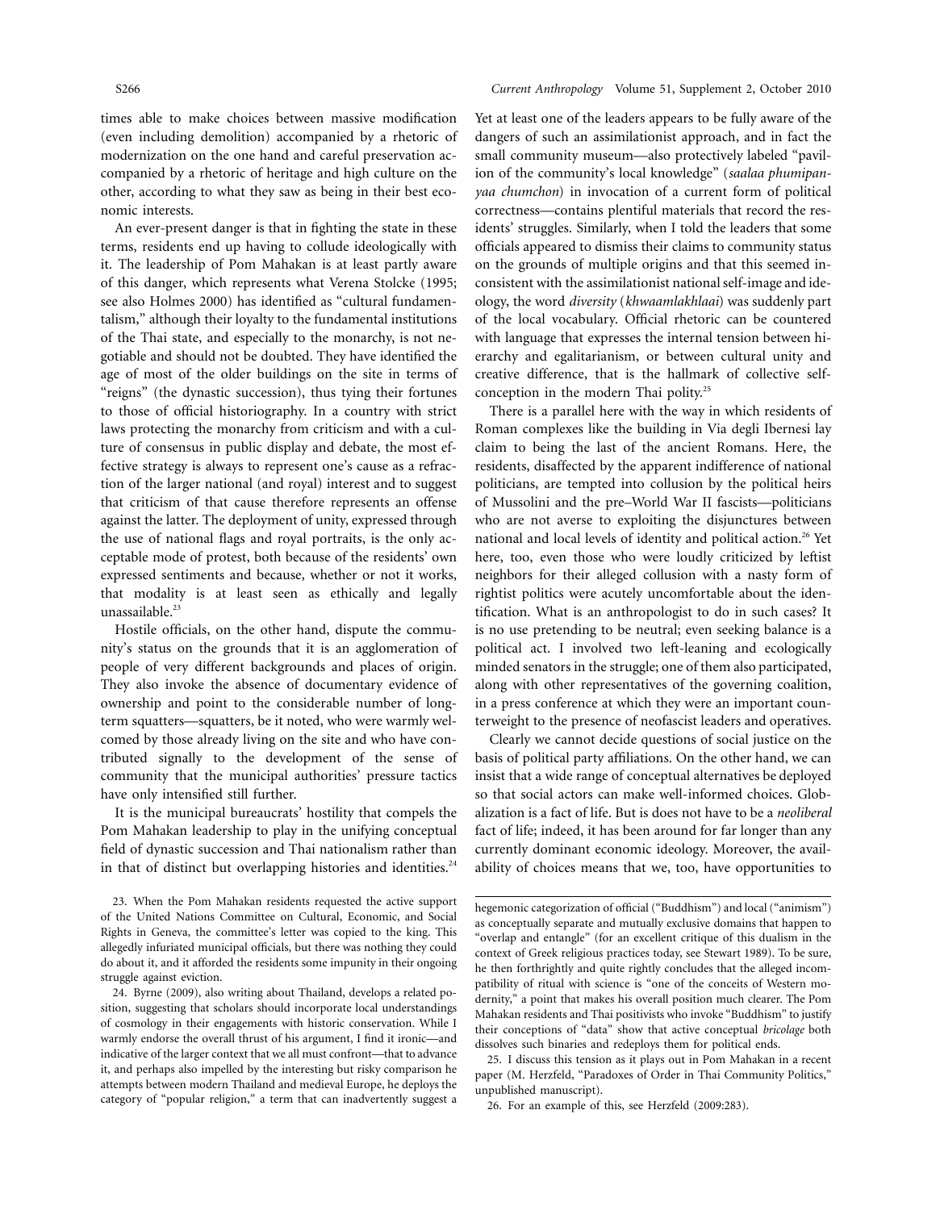times able to make choices between massive modification (even including demolition) accompanied by a rhetoric of modernization on the one hand and careful preservation accompanied by a rhetoric of heritage and high culture on the other, according to what they saw as being in their best economic interests.

An ever-present danger is that in fighting the state in these terms, residents end up having to collude ideologically with it. The leadership of Pom Mahakan is at least partly aware of this danger, which represents what Verena Stolcke (1995; see also Holmes 2000) has identified as "cultural fundamentalism," although their loyalty to the fundamental institutions of the Thai state, and especially to the monarchy, is not negotiable and should not be doubted. They have identified the age of most of the older buildings on the site in terms of "reigns" (the dynastic succession), thus tying their fortunes to those of official historiography. In a country with strict laws protecting the monarchy from criticism and with a culture of consensus in public display and debate, the most effective strategy is always to represent one's cause as a refraction of the larger national (and royal) interest and to suggest that criticism of that cause therefore represents an offense against the latter. The deployment of unity, expressed through the use of national flags and royal portraits, is the only acceptable mode of protest, both because of the residents' own expressed sentiments and because, whether or not it works, that modality is at least seen as ethically and legally unassailable.[23]

Hostile officials, on the other hand, dispute the community's status on the grounds that it is an agglomeration of people of very different backgrounds and places of origin. They also invoke the absence of documentary evidence of ownership and point to the considerable number of long-term squatters—squatters, be it noted, who were warmly welcomed by those already living on the site and who have contributed signally to the development of the sense of community that the municipal authorities' pressure tactics have only intensified still further.

It is the municipal bureaucrats' hostility that compels the Pom Mahakan leadership to play in the unifying conceptual field of dynastic succession and Thai nationalism rather than in that of distinct but overlapping histories and identities.[24] Yet at least one of the leaders appears to be fully aware of the dangers of such an assimilationist approach, and in fact the small community museum—also protectively labeled "pavilion of the community's local knowledge" (*saalaa phumipanyaa chumchon*) in invocation of a current form of political correctness—contains plentiful materials that record the residents' struggles. Similarly, when I told the leaders that some officials appeared to dismiss their claims to community status on the grounds of multiple origins and that this seemed inconsistent with the assimilationist national self-image and ideology, the word *diversity* (*khwaamlakhlaai*) was suddenly part of the local vocabulary. Official rhetoric can be countered with language that expresses the internal tension between hierarchy and egalitarianism, or between cultural unity and creative difference, that is the hallmark of collective self-conception in the modern Thai polity.[25]

There is a parallel here with the way in which residents of Roman complexes like the building in Via degli Ibernesi lay claim to being the last of the ancient Romans. Here, the residents, disaffected by the apparent indifference of national politicians, are tempted into collusion by the political heirs of Mussolini and the pre–World War II fascists—politicians who are not averse to exploiting the disjunctures between national and local levels of identity and political action.[26] Yet here, too, even those who were loudly criticized by leftist neighbors for their alleged collusion with a nasty form of rightist politics were acutely uncomfortable about the identification. What is an anthropologist to do in such cases? It is no use pretending to be neutral; even seeking balance is a political act. I involved two left-leaning and ecologically minded senators in the struggle; one of them also participated, along with other representatives of the governing coalition, in a press conference at which they were an important counterweight to the presence of neofascist leaders and operatives.

Clearly we cannot decide questions of social justice on the basis of political party affiliations. On the other hand, we can insist that a wide range of conceptual alternatives be deployed so that social actors can make well-informed choices. Globalization is a fact of life. But is does not have to be a *neoliberal* fact of life; indeed, it has been around for far longer than any currently dominant economic ideology. Moreover, the availability of choices means that we, too, have opportunities to

23. When the Pom Mahakan residents requested the active support of the United Nations Committee on Cultural, Economic, and Social Rights in Geneva, the committee's letter was copied to the king. This allegedly infuriated municipal officials, but there was nothing they could do about it, and it afforded the residents some impunity in their ongoing struggle against eviction.

24. Byrne (2009), also writing about Thailand, develops a related position, suggesting that scholars should incorporate local understandings of cosmology in their engagements with historic conservation. While I warmly endorse the overall thrust of his argument, I find it ironic—and indicative of the larger context that we all must confront—that to advance it, and perhaps also impelled by the interesting but risky comparison he attempts between modern Thailand and medieval Europe, he deploys the category of "popular religion," a term that can inadvertently suggest a hegemonic categorization of official ("Buddhism") and local ("animism") as conceptually separate and mutually exclusive domains that happen to "overlap and entangle" (for an excellent critique of this dualism in the context of Greek religious practices today, see Stewart 1989). To be sure, he then forthrightly and quite rightly concludes that the alleged incompatibility of ritual with science is "one of the conceits of Western modernity," a point that makes his overall position much clearer. The Pom Mahakan residents and Thai positivists who invoke "Buddhism" to justify their conceptions of "data" show that active conceptual *bricolage* both dissolves such binaries and redeploys them for political ends.

25. I discuss this tension as it plays out in Pom Mahakan in a recent paper (M. Herzfeld, "Paradoxes of Order in Thai Community Politics," unpublished manuscript).

26. For an example of this, see Herzfeld (2009:283).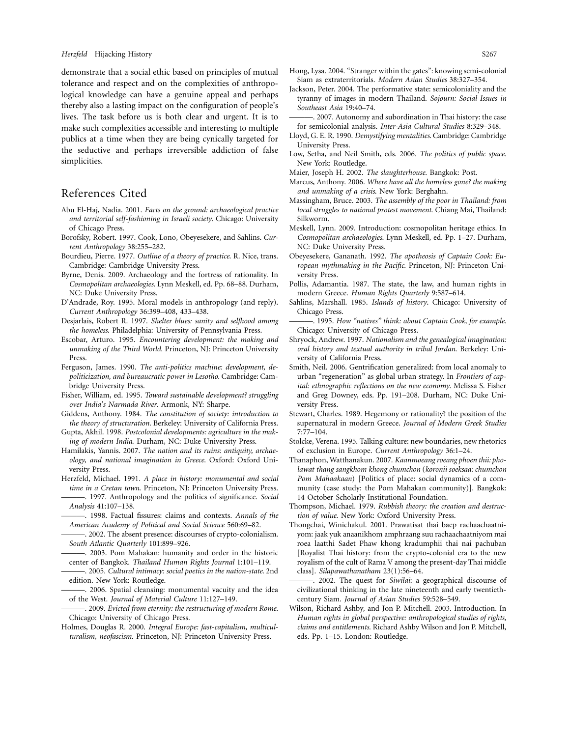demonstrate that a social ethic based on principles of mutual tolerance and respect and on the complexities of anthropological knowledge can have a genuine appeal and perhaps thereby also a lasting impact on the configuration of people's lives. The task before us is both clear and urgent. It is to make such complexities accessible and interesting to multiple publics at a time when they are being cynically targeted for the seductive and perhaps irreversible addiction of false simplicities.

## References Cited

Abu El-Haj, Nadia. 2001. *Facts on the ground: archaeological practice and territorial self-fashioning in Israeli society*. Chicago: University of Chicago Press.

Borofsky, Robert. 1997. Cook, Lono, Obeyesekere, and Sahlins. *Current Anthropology* 38:255–282.

Bourdieu, Pierre. 1977. *Outline of a theory of practice*. R. Nice, trans. Cambridge: Cambridge University Press.

Byrne, Denis. 2009. Archaeology and the fortress of rationality. In *Cosmopolitan archaeologies*. Lynn Meskell, ed. Pp. 68–88. Durham, NC: Duke University Press.

D'Andrade, Roy. 1995. Moral models in anthropology (and reply). *Current Anthropology* 36:399–408, 433–438.

Desjarlais, Robert R. 1997. *Shelter blues: sanity and selfhood among the homeless*. Philadelphia: University of Pennsylvania Press.

Escobar, Arturo. 1995. *Encountering development: the making and unmaking of the Third World*. Princeton, NJ: Princeton University Press.

Ferguson, James. 1990. *The anti-politics machine: development, depoliticization, and bureaucratic power in Lesotho*. Cambridge: Cambridge University Press.

Fisher, William, ed. 1995. *Toward sustainable development? struggling over India's Narmada River*. Armonk, NY: Sharpe.

Giddens, Anthony. 1984. *The constitution of society: introduction to the theory of structuration*. Berkeley: University of California Press.

Gupta, Akhil. 1998. *Postcolonial developments: agriculture in the making of modern India*. Durham, NC: Duke University Press.

Hamilakis, Yannis. 2007. *The nation and its ruins: antiquity, archaeology, and national imagination in Greece*. Oxford: Oxford University Press.

Herzfeld, Michael. 1991. *A place in history: monumental and social time in a Cretan town*. Princeton, NJ: Princeton University Press.

———. 1997. Anthropology and the politics of significance. *Social Analysis* 41:107–138.

———. 1998. Factual fissures: claims and contexts. *Annals of the American Academy of Political and Social Science* 560:69–82.

———. 2002. The absent presence: discourses of crypto-colonialism. *South Atlantic Quarterly* 101:899–926.

———. 2003. Pom Mahakan: humanity and order in the historic center of Bangkok. *Thailand Human Rights Journal* 1:101–119.

———. 2005. *Cultural intimacy: social poetics in the nation-state*. 2nd edition. New York: Routledge.

———. 2006. Spatial cleansing: monumental vacuity and the idea of the West. *Journal of Material Culture* 11:127–149.

———. 2009. *Evicted from eternity: the restructuring of modern Rome*. Chicago: University of Chicago Press.

Holmes, Douglas R. 2000. *Integral Europe: fast-capitalism, multiculturalism, neofascism*. Princeton, NJ: Princeton University Press.

Hong, Lysa. 2004. "Stranger within the gates": knowing semi-colonial Siam as extraterritorials. *Modern Asian Studies* 38:327–354.

Jackson, Peter. 2004. The performative state: semicoloniality and the tyranny of images in modern Thailand. *Sojourn: Social Issues in Southeast Asia* 19:40–74.

———. 2007. Autonomy and subordination in Thai history: the case for semicolonial analysis. *Inter-Asia Cultural Studies* 8:329–348.

Lloyd, G. E. R. 1990. *Demystifying mentalities*. Cambridge: Cambridge University Press.

Low, Setha, and Neil Smith, eds. 2006. *The politics of public space*. New York: Routledge.

Maier, Joseph H. 2002. *The slaughterhouse*. Bangkok: Post.

Marcus, Anthony. 2006. *Where have all the homeless gone? the making and unmaking of a crisis*. New York: Berghahn.

Massingham, Bruce. 2003. *The assembly of the poor in Thailand: from local struggles to national protest movement*. Chiang Mai, Thailand: Silkworm.

Meskell, Lynn. 2009. Introduction: cosmopolitan heritage ethics. In *Cosmopolitan archaeologies*. Lynn Meskell, ed. Pp. 1–27. Durham, NC: Duke University Press.

Obeyesekere, Gananath. 1992. *The apotheosis of Captain Cook: European mythmaking in the Pacific*. Princeton, NJ: Princeton University Press.

Pollis, Adamantia. 1987. The state, the law, and human rights in modern Greece. *Human Rights Quarterly* 9:587–614.

Sahlins, Marshall. 1985. *Islands of history*. Chicago: University of Chicago Press.

———. 1995. *How "natives" think: about Captain Cook, for example*. Chicago: University of Chicago Press.

Shryock, Andrew. 1997. *Nationalism and the genealogical imagination: oral history and textual authority in tribal Jordan*. Berkeley: University of California Press.

Smith, Neil. 2006. Gentrification generalized: from local anomaly to urban "regeneration" as global urban strategy. In *Frontiers of capital: ethnographic reflections on the new economy*. Melissa S. Fisher and Greg Downey, eds. Pp. 191–208. Durham, NC: Duke University Press.

Stewart, Charles. 1989. Hegemony or rationality? the position of the supernatural in modern Greece. *Journal of Modern Greek Studies* 7:77–104.

Stolcke, Verena. 1995. Talking culture: new boundaries, new rhetorics of exclusion in Europe. *Current Anthropology* 36:1–24.

Thanaphon, Watthanakun. 2007. *Kaanmoeang roeang phoen thii: pholawat thang sangkhom khong chumchon (koronii soeksaa: chumchon Pom Mahaakaan)* [Politics of place: social dynamics of a community (case study: the Pom Mahakan community)]. Bangkok: 14 October Scholarly Institutional Foundation.

Thompson, Michael. 1979. *Rubbish theory: the creation and destruction of value*. New York: Oxford University Press.

Thongchai, Winichakul. 2001. Prawatisat thai baep rachaachaatniyom: jaak yuk anaanikhom amphraang suu rachaachaatniyom mai roea laatthi Sadet Phaw khong kradumphii thai nai pachuban [Royalist Thai history: from the crypto-colonial era to the new royalism of the cult of Rama V among the present-day Thai middle class]. *Silapawathanatham* 23(1):56–64.

———. 2002. The quest for *Siwilai*: a geographical discourse of civilizational thinking in the late nineteenth and early twentieth-century Siam. *Journal of Asian Studies* 59:528–549.

Wilson, Richard Ashby, and Jon P. Mitchell. 2003. Introduction. In *Human rights in global perspective: anthropological studies of rights, claims and entitlements*. Richard Ashby Wilson and Jon P. Mitchell, eds. Pp. 1–15. London: Routledge.